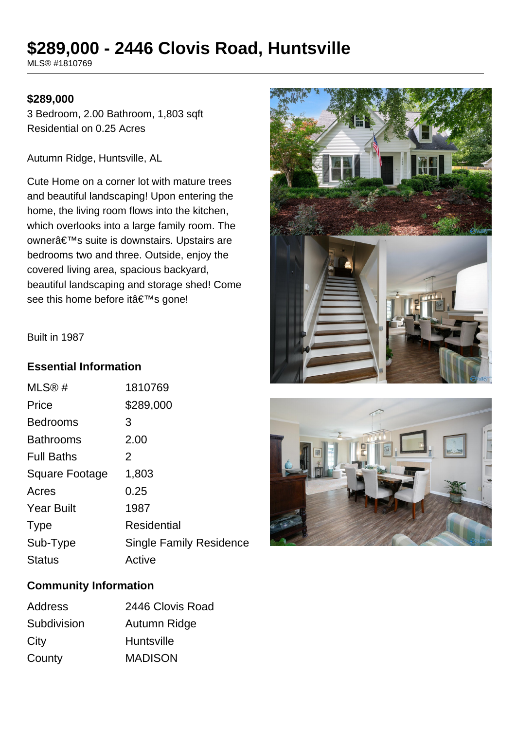# $289,000 - 2446 Clovis Road, Huntsville

MLS® #1810769

**$289,000**

3 Bedroom, 2.00 Bathroom, 1,803 sqft
Residential on 0.25 Acres

Autumn Ridge, Huntsville, AL

Cute Home on a corner lot with mature trees and beautiful landscaping! Upon entering the home, the living room flows into the kitchen, which overlooks into a large family room. The ownerâ€™s suite is downstairs. Upstairs are bedrooms two and three. Outside, enjoy the covered living area, spacious backyard, beautiful landscaping and storage shed! Come see this home before itâ€™s gone!

Built in 1987

## Essential Information

| | |
|---|---|
| MLS® # | 1810769 |
| Price | $289,000 |
| Bedrooms | 3 |
| Bathrooms | 2.00 |
| Full Baths | 2 |
| Square Footage | 1,803 |
| Acres | 0.25 |
| Year Built | 1987 |
| Type | Residential |
| Sub-Type | Single Family Residence |
| Status | Active |

## Community Information

| | |
|---|---|
| Address | 2446 Clovis Road |
| Subdivision | Autumn Ridge |
| City | Huntsville |
| County | MADISON |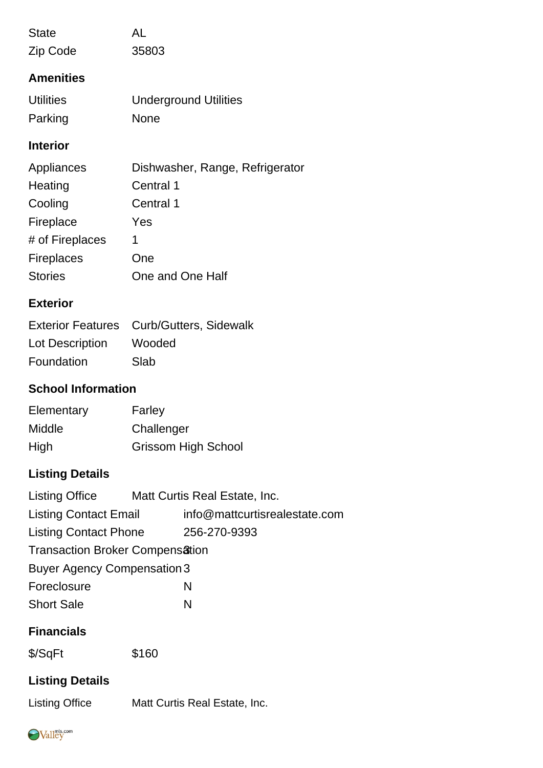| | |
|---|---|
| State | AL |
| Zip Code | 35803 |

## Amenities

| | |
|---|---|
| Utilities | Underground Utilities |
| Parking | None |

## Interior

| | |
|---|---|
| Appliances | Dishwasher, Range, Refrigerator |
| Heating | Central 1 |
| Cooling | Central 1 |
| Fireplace | Yes |
| # of Fireplaces | 1 |
| Fireplaces | One |
| Stories | One and One Half |

## Exterior

| | |
|---|---|
| Exterior Features | Curb/Gutters, Sidewalk |
| Lot Description | Wooded |
| Foundation | Slab |

## School Information

| | |
|---|---|
| Elementary | Farley |
| Middle | Challenger |
| High | Grissom High School |

## Listing Details

| | |
|---|---|
| Listing Office | Matt Curtis Real Estate, Inc. |
| Listing Contact Email | info@mattcurtisrealestate.com |
| Listing Contact Phone | 256-270-9393 |
| Transaction Broker Compensation | 3 |
| Buyer Agency Compensation | 3 |
| Foreclosure | N |
| Short Sale | N |

## Financials

| | |
|---|---|
| $/SqFt | $160 |

## Listing Details

| | |
|---|---|
| Listing Office | Matt Curtis Real Estate, Inc. |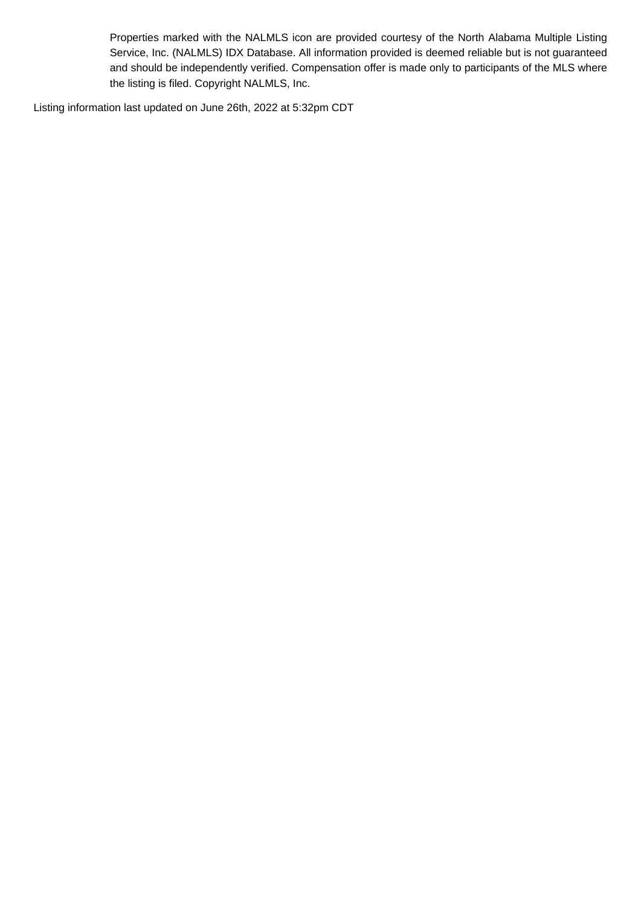Properties marked with the NALMLS icon are provided courtesy of the North Alabama Multiple Listing Service, Inc. (NALMLS) IDX Database. All information provided is deemed reliable but is not guaranteed and should be independently verified. Compensation offer is made only to participants of the MLS where the listing is filed. Copyright NALMLS, Inc.

Listing information last updated on June 26th, 2022 at 5:32pm CDT